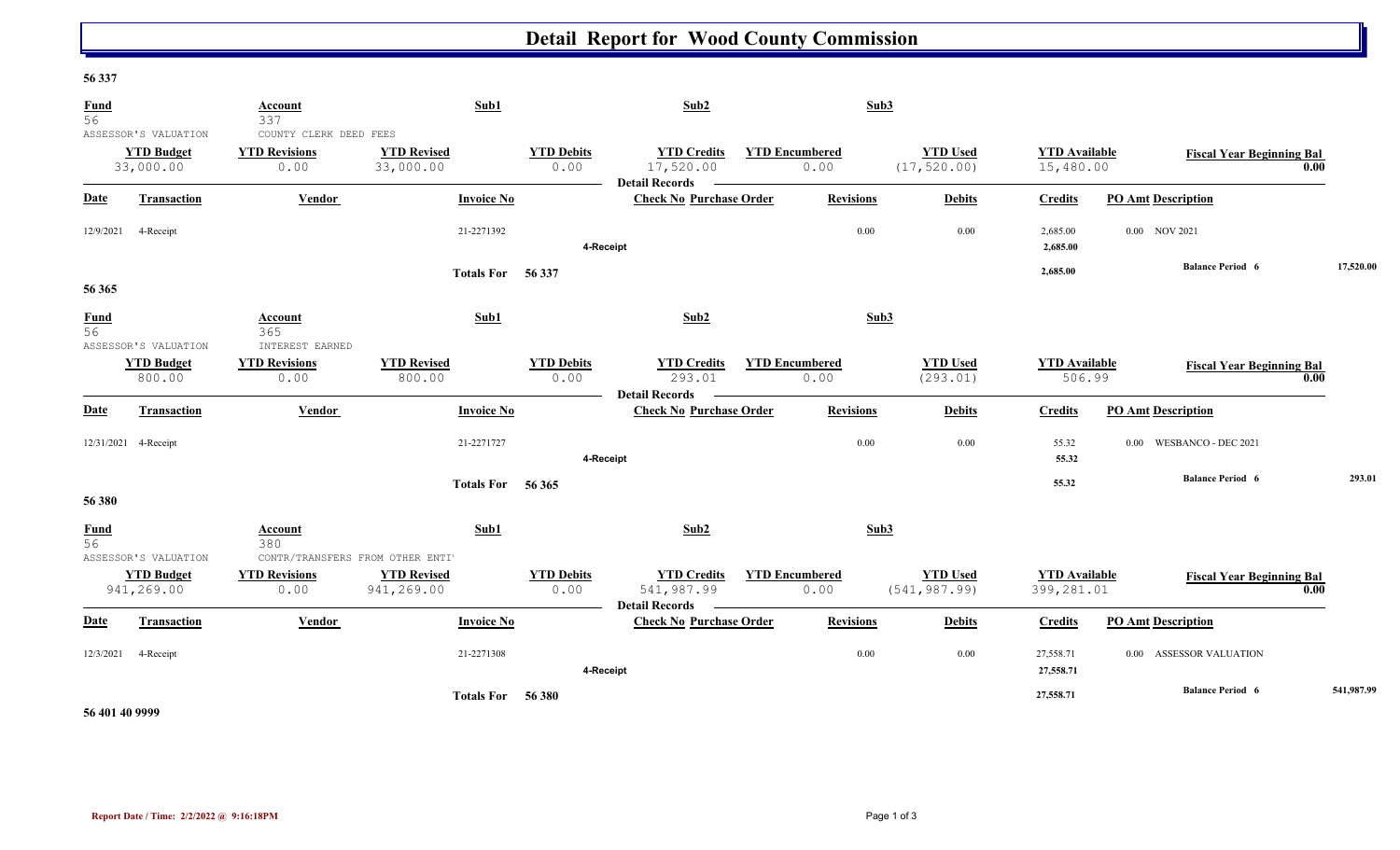# Detail Report for Wood County Commission

**56 337**

| Fund | Account | Sub1 | Sub2 | Sub3 |
|---|---|---|---|---|
| 56 | 337 | | | |
| ASSESSOR'S VALUATION | COUNTY CLERK DEED FEES | | | |

| YTD Budget | YTD Revisions | YTD Revised | YTD Debits | YTD Credits | YTD Encumbered | YTD Used | YTD Available | Fiscal Year Beginning Bal |
|---|---|---|---|---|---|---|---|---|
| 33,000.00 | 0.00 | 33,000.00 | 0.00 | 17,520.00 | 0.00 | (17,520.00) | 15,480.00 | 0.00 |

**Detail Records**

| Date | Transaction | Vendor | Invoice No | Check No | Purchase Order | Revisions | Debits | Credits | PO Amt | Description |
|---|---|---|---|---|---|---|---|---|---|---|
| 12/9/2021 | 4-Receipt | | 21-2271392 | | | 0.00 | 0.00 | 2,685.00 | 0.00 | NOV 2021 |
| | | | | 4-Receipt | | | | 2,685.00 | | |
| | | | Totals For | 56 337 | | | | 2,685.00 | | Balance Period 6 17,520.00 |

**56 365**

| Fund | Account | Sub1 | Sub2 | Sub3 |
|---|---|---|---|---|
| 56 | 365 | | | |
| ASSESSOR'S VALUATION | INTEREST EARNED | | | |

| YTD Budget | YTD Revisions | YTD Revised | YTD Debits | YTD Credits | YTD Encumbered | YTD Used | YTD Available | Fiscal Year Beginning Bal |
|---|---|---|---|---|---|---|---|---|
| 800.00 | 0.00 | 800.00 | 0.00 | 293.01 | 0.00 | (293.01) | 506.99 | 0.00 |

**Detail Records**

| Date | Transaction | Vendor | Invoice No | Check No | Purchase Order | Revisions | Debits | Credits | PO Amt | Description |
|---|---|---|---|---|---|---|---|---|---|---|
| 12/31/2021 | 4-Receipt | | 21-2271727 | | | 0.00 | 0.00 | 55.32 | 0.00 | WESBANCO - DEC 2021 |
| | | | | 4-Receipt | | | | 55.32 | | |
| | | | Totals For | 56 365 | | | | 55.32 | | Balance Period 6 293.01 |

**56 380**

| Fund | Account | Sub1 | Sub2 | Sub3 |
|---|---|---|---|---|
| 56 | 380 | | | |
| ASSESSOR'S VALUATION | CONTR/TRANSFERS FROM OTHER ENTI' | | | |

| YTD Budget | YTD Revisions | YTD Revised | YTD Debits | YTD Credits | YTD Encumbered | YTD Used | YTD Available | Fiscal Year Beginning Bal |
|---|---|---|---|---|---|---|---|---|
| 941,269.00 | 0.00 | 941,269.00 | 0.00 | 541,987.99 | 0.00 | (541,987.99) | 399,281.01 | 0.00 |

**Detail Records**

| Date | Transaction | Vendor | Invoice No | Check No | Purchase Order | Revisions | Debits | Credits | PO Amt | Description |
|---|---|---|---|---|---|---|---|---|---|---|
| 12/3/2021 | 4-Receipt | | 21-2271308 | | | 0.00 | 0.00 | 27,558.71 | 0.00 | ASSESSOR VALUATION |
| | | | | 4-Receipt | | | | 27,558.71 | | |
| | | | Totals For | 56 380 | | | | 27,558.71 | | Balance Period 6 541,987.99 |

**56 401 40 9999**

Report Date / Time: 2/2/2022 @ 9:16:18PM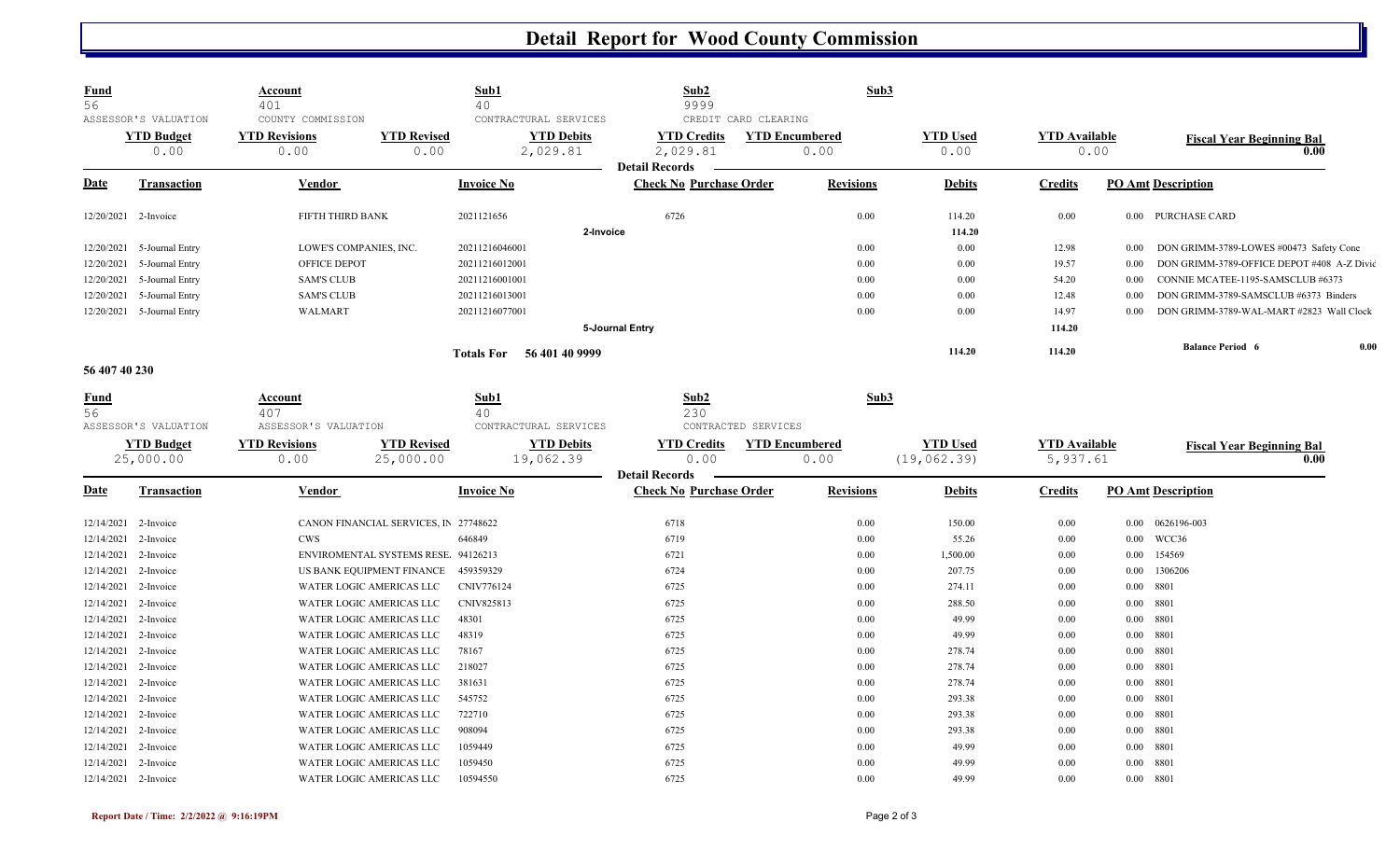# Detail Report for Wood County Commission

| Fund | Account | Sub1 | Sub2 | Sub3 |
|---|---|---|---|---|
| 56 | 401 | 40 | 9999 | |
| ASSESSOR'S VALUATION | COUNTY COMMISSION | CONTRACTURAL SERVICES | CREDIT CARD CLEARING | |

| YTD Budget | YTD Revisions | YTD Revised | YTD Debits | YTD Credits | YTD Encumbered | YTD Used | YTD Available | Fiscal Year Beginning Bal |
|---|---|---|---|---|---|---|---|---|
| 0.00 | 0.00 | 0.00 | 2,029.81 | 2,029.81 | 0.00 | 0.00 | 0.00 | 0.00 |

**Detail Records**

| Date | Transaction | Vendor | Invoice No | Check No | Purchase Order | Revisions | Debits | Credits | PO Amt | Description |
|---|---|---|---|---|---|---|---|---|---|---|
| 12/20/2021 | 2-Invoice | FIFTH THIRD BANK | 2021121656 | 6726 | | 0.00 | 114.20 | 0.00 | 0.00 | PURCHASE CARD |
| | | | 2-Invoice | | | | 114.20 | | | |
| 12/20/2021 | 5-Journal Entry | LOWE'S COMPANIES, INC. | 20211216046001 | | | 0.00 | 0.00 | 12.98 | 0.00 | DON GRIMM-3789-LOWES #00473 Safety Cone |
| 12/20/2021 | 5-Journal Entry | OFFICE DEPOT | 20211216012001 | | | 0.00 | 0.00 | 19.57 | 0.00 | DON GRIMM-3789-OFFICE DEPOT #408 A-Z Divid |
| 12/20/2021 | 5-Journal Entry | SAM'S CLUB | 20211216001001 | | | 0.00 | 0.00 | 54.20 | 0.00 | CONNIE MCATEE-1195-SAMSCLUB #6373 |
| 12/20/2021 | 5-Journal Entry | SAM'S CLUB | 20211216013001 | | | 0.00 | 0.00 | 12.48 | 0.00 | DON GRIMM-3789-SAMSCLUB #6373 Binders |
| 12/20/2021 | 5-Journal Entry | WALMART | 20211216077001 | | | 0.00 | 0.00 | 14.97 | 0.00 | DON GRIMM-3789-WAL-MART #2823 Wall Clock |
| | | | 5-Journal Entry | | | | | 114.20 | | |
| | | | **Totals For 56 401 40 9999** | | | | 114.20 | 114.20 | | **Balance Period 6** 0.00 |

**56 407 40 230**

| Fund | Account | Sub1 | Sub2 | Sub3 |
|---|---|---|---|---|
| 56 | 407 | 40 | 230 | |
| ASSESSOR'S VALUATION | ASSESSOR'S VALUATION | CONTRACTURAL SERVICES | CONTRACTED SERVICES | |

| YTD Budget | YTD Revisions | YTD Revised | YTD Debits | YTD Credits | YTD Encumbered | YTD Used | YTD Available | Fiscal Year Beginning Bal |
|---|---|---|---|---|---|---|---|---|
| 25,000.00 | 0.00 | 25,000.00 | 19,062.39 | 0.00 | 0.00 | (19,062.39) | 5,937.61 | 0.00 |

**Detail Records**

| Date | Transaction | Vendor | Invoice No | Check No | Purchase Order | Revisions | Debits | Credits | PO Amt | Description |
|---|---|---|---|---|---|---|---|---|---|---|
| 12/14/2021 | 2-Invoice | CANON FINANCIAL SERVICES, IN | 27748622 | 6718 | | 0.00 | 150.00 | 0.00 | 0.00 | 0626196-003 |
| 12/14/2021 | 2-Invoice | CWS | 646849 | 6719 | | 0.00 | 55.26 | 0.00 | 0.00 | WCC36 |
| 12/14/2021 | 2-Invoice | ENVIROMENTAL SYSTEMS RESE. | 94126213 | 6721 | | 0.00 | 1,500.00 | 0.00 | 0.00 | 154569 |
| 12/14/2021 | 2-Invoice | US BANK EQUIPMENT FINANCE | 459359329 | 6724 | | 0.00 | 207.75 | 0.00 | 0.00 | 1306206 |
| 12/14/2021 | 2-Invoice | WATER LOGIC AMERICAS LLC | CNIV776124 | 6725 | | 0.00 | 274.11 | 0.00 | 0.00 | 8801 |
| 12/14/2021 | 2-Invoice | WATER LOGIC AMERICAS LLC | CNIV825813 | 6725 | | 0.00 | 288.50 | 0.00 | 0.00 | 8801 |
| 12/14/2021 | 2-Invoice | WATER LOGIC AMERICAS LLC | 48301 | 6725 | | 0.00 | 49.99 | 0.00 | 0.00 | 8801 |
| 12/14/2021 | 2-Invoice | WATER LOGIC AMERICAS LLC | 48319 | 6725 | | 0.00 | 49.99 | 0.00 | 0.00 | 8801 |
| 12/14/2021 | 2-Invoice | WATER LOGIC AMERICAS LLC | 78167 | 6725 | | 0.00 | 278.74 | 0.00 | 0.00 | 8801 |
| 12/14/2021 | 2-Invoice | WATER LOGIC AMERICAS LLC | 218027 | 6725 | | 0.00 | 278.74 | 0.00 | 0.00 | 8801 |
| 12/14/2021 | 2-Invoice | WATER LOGIC AMERICAS LLC | 381631 | 6725 | | 0.00 | 278.74 | 0.00 | 0.00 | 8801 |
| 12/14/2021 | 2-Invoice | WATER LOGIC AMERICAS LLC | 545752 | 6725 | | 0.00 | 293.38 | 0.00 | 0.00 | 8801 |
| 12/14/2021 | 2-Invoice | WATER LOGIC AMERICAS LLC | 722710 | 6725 | | 0.00 | 293.38 | 0.00 | 0.00 | 8801 |
| 12/14/2021 | 2-Invoice | WATER LOGIC AMERICAS LLC | 908094 | 6725 | | 0.00 | 293.38 | 0.00 | 0.00 | 8801 |
| 12/14/2021 | 2-Invoice | WATER LOGIC AMERICAS LLC | 1059449 | 6725 | | 0.00 | 49.99 | 0.00 | 0.00 | 8801 |
| 12/14/2021 | 2-Invoice | WATER LOGIC AMERICAS LLC | 1059450 | 6725 | | 0.00 | 49.99 | 0.00 | 0.00 | 8801 |
| 12/14/2021 | 2-Invoice | WATER LOGIC AMERICAS LLC | 10594550 | 6725 | | 0.00 | 49.99 | 0.00 | 0.00 | 8801 |

Report Date / Time: 2/2/2022 @ 9:16:19PM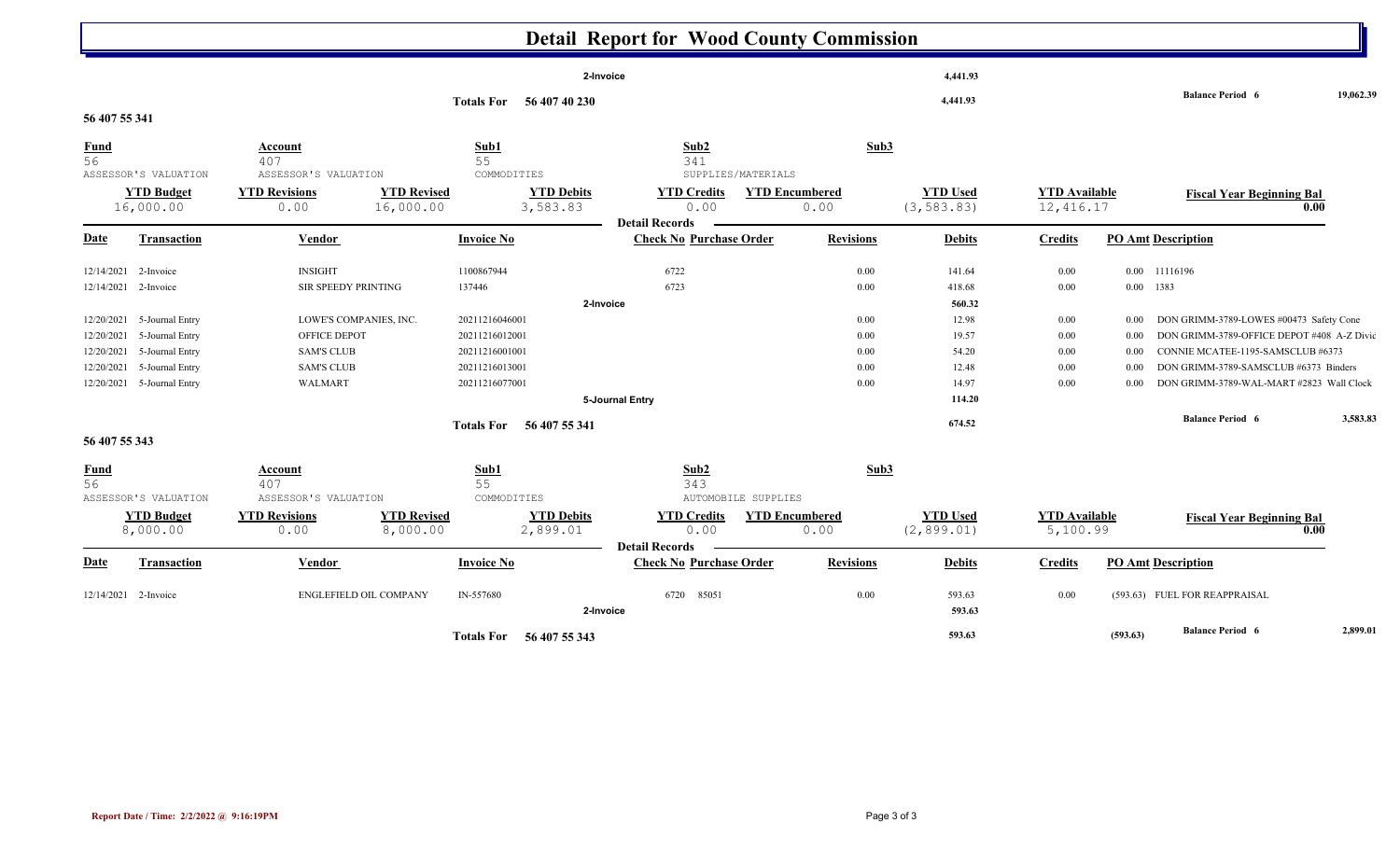# Detail Report for Wood County Commission

| | | | | | | | | | |
|---|---|---|---|---|---|---|---|---|---|
| | | | 2-Invoice | | | 4,441.93 | | | |
| | | Totals For 56 407 40 230 | | | | 4,441.93 | | | Balance Period 6 19,062.39 |

**56 407 55 341**

| Fund | Account | Sub1 | Sub2 | Sub3 |
|---|---|---|---|---|
| 56 | 407 | 55 | 341 | |
| ASSESSOR'S VALUATION | ASSESSOR'S VALUATION | COMMODITIES | SUPPLIES/MATERIALS | |

| YTD Budget | YTD Revisions | YTD Revised | YTD Debits | YTD Credits | YTD Encumbered | YTD Used | YTD Available | Fiscal Year Beginning Bal |
|---|---|---|---|---|---|---|---|---|
| 16,000.00 | 0.00 | 16,000.00 | 3,583.83 | 0.00 | 0.00 | (3,583.83) | 12,416.17 | 0.00 |

**Detail Records**

| Date | Transaction | Vendor | Invoice No | Check No | Purchase Order | Revisions | Debits | Credits | PO Amt | Description |
|---|---|---|---|---|---|---|---|---|---|---|
| 12/14/2021 | 2-Invoice | INSIGHT | 1100867944 | 6722 | | 0.00 | 141.64 | 0.00 | 0.00 | 11116196 |
| 12/14/2021 | 2-Invoice | SIR SPEEDY PRINTING | 137446 | 6723 | | 0.00 | 418.68 | 0.00 | 0.00 | 1383 |
| | | | 2-Invoice | | | | 560.32 | | | |
| 12/20/2021 | 5-Journal Entry | LOWE'S COMPANIES, INC. | 20211216046001 | | | 0.00 | 12.98 | 0.00 | 0.00 | DON GRIMM-3789-LOWES #00473 Safety Cone |
| 12/20/2021 | 5-Journal Entry | OFFICE DEPOT | 20211216012001 | | | 0.00 | 19.57 | 0.00 | 0.00 | DON GRIMM-3789-OFFICE DEPOT #408 A-Z Divid |
| 12/20/2021 | 5-Journal Entry | SAM'S CLUB | 20211216001001 | | | 0.00 | 54.20 | 0.00 | 0.00 | CONNIE MCATEE-1195-SAMSCLUB #6373 |
| 12/20/2021 | 5-Journal Entry | SAM'S CLUB | 20211216013001 | | | 0.00 | 12.48 | 0.00 | 0.00 | DON GRIMM-3789-SAMSCLUB #6373 Binders |
| 12/20/2021 | 5-Journal Entry | WALMART | 20211216077001 | | | 0.00 | 14.97 | 0.00 | 0.00 | DON GRIMM-3789-WAL-MART #2823 Wall Clock |
| | | | 5-Journal Entry | | | | 114.20 | | | |
| | | | Totals For 56 407 55 341 | | | | 674.52 | | | Balance Period 6 3,583.83 |

**56 407 55 343**

| Fund | Account | Sub1 | Sub2 | Sub3 |
|---|---|---|---|---|
| 56 | 407 | 55 | 343 | |
| ASSESSOR'S VALUATION | ASSESSOR'S VALUATION | COMMODITIES | AUTOMOBILE SUPPLIES | |

| YTD Budget | YTD Revisions | YTD Revised | YTD Debits | YTD Credits | YTD Encumbered | YTD Used | YTD Available | Fiscal Year Beginning Bal |
|---|---|---|---|---|---|---|---|---|
| 8,000.00 | 0.00 | 8,000.00 | 2,899.01 | 0.00 | 0.00 | (2,899.01) | 5,100.99 | 0.00 |

**Detail Records**

| Date | Transaction | Vendor | Invoice No | Check No | Purchase Order | Revisions | Debits | Credits | PO Amt | Description |
|---|---|---|---|---|---|---|---|---|---|---|
| 12/14/2021 | 2-Invoice | ENGLEFIELD OIL COMPANY | IN-557680 | 6720 | 85051 | 0.00 | 593.63 | 0.00 | (593.63) | FUEL FOR REAPPRAISAL |
| | | | 2-Invoice | | | | 593.63 | | | |
| | | | Totals For 56 407 55 343 | | | | 593.63 | | (593.63) | Balance Period 6 2,899.01 |

Report Date / Time: 2/2/2022 @ 9:16:19PM